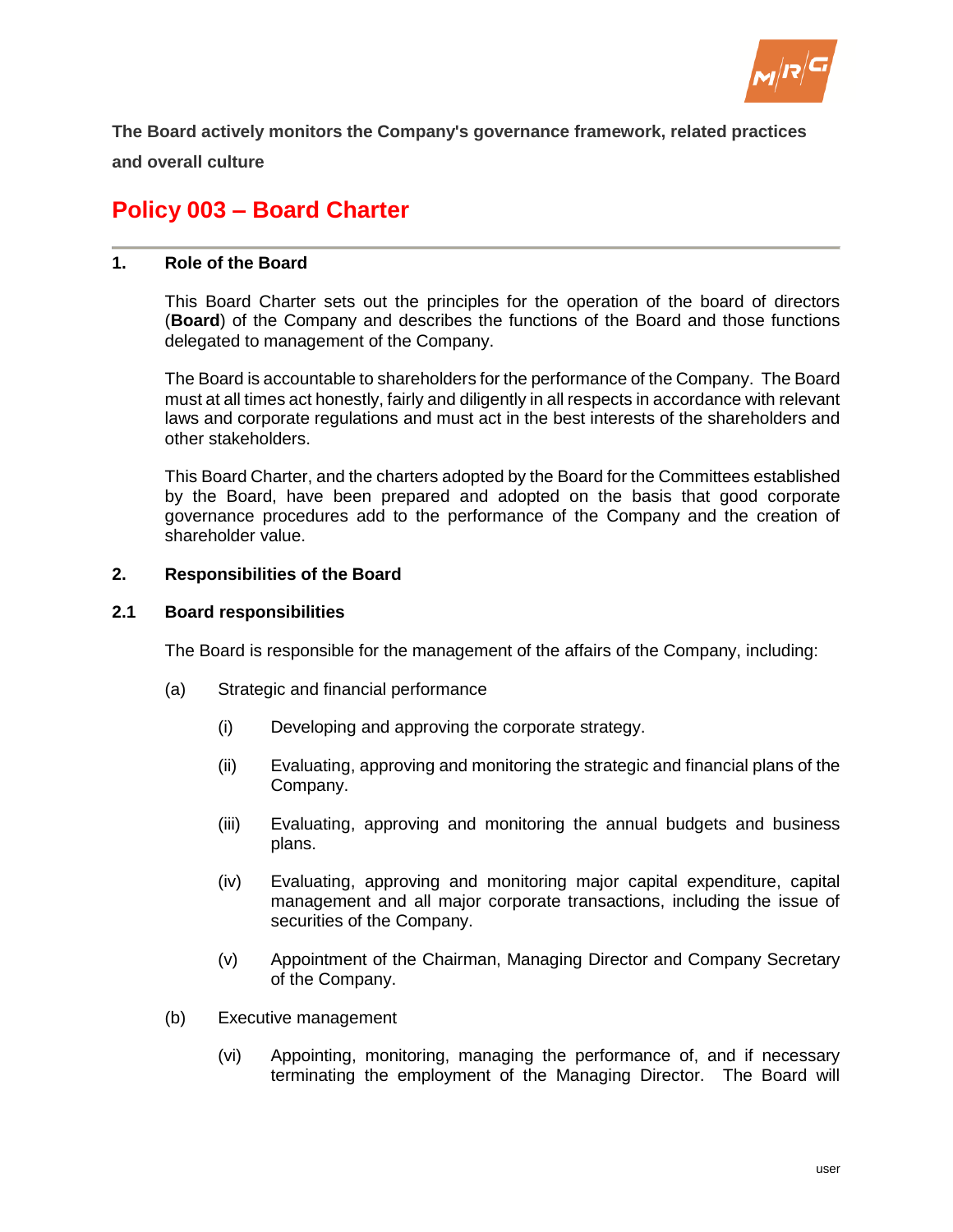**The Board actively monitors the Company's governance framework, related practices and overall culture**

# Policy 003 – Board Charter

## 1. Role of the Board

This Board Charter sets out the principles for the operation of the board of directors (**Board**) of the Company and describes the functions of the Board and those functions delegated to management of the Company.

The Board is accountable to shareholders for the performance of the Company. The Board must at all times act honestly, fairly and diligently in all respects in accordance with relevant laws and corporate regulations and must act in the best interests of the shareholders and other stakeholders.

This Board Charter, and the charters adopted by the Board for the Committees established by the Board, have been prepared and adopted on the basis that good corporate governance procedures add to the performance of the Company and the creation of shareholder value.

## 2. Responsibilities of the Board

### 2.1 Board responsibilities

The Board is responsible for the management of the affairs of the Company, including:

(a) Strategic and financial performance

(i) Developing and approving the corporate strategy.

(ii) Evaluating, approving and monitoring the strategic and financial plans of the Company.

(iii) Evaluating, approving and monitoring the annual budgets and business plans.

(iv) Evaluating, approving and monitoring major capital expenditure, capital management and all major corporate transactions, including the issue of securities of the Company.

(v) Appointment of the Chairman, Managing Director and Company Secretary of the Company.

(b) Executive management

(vi) Appointing, monitoring, managing the performance of, and if necessary terminating the employment of the Managing Director. The Board will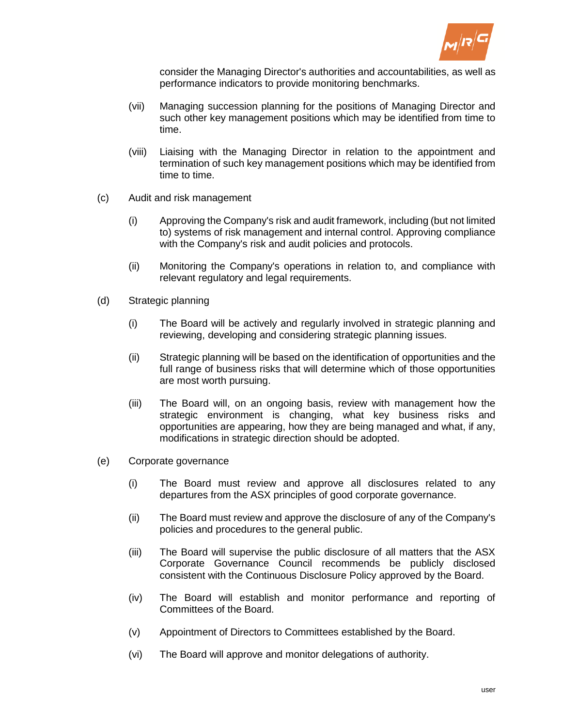consider the Managing Director's authorities and accountabilities, as well as performance indicators to provide monitoring benchmarks.

(vii) Managing succession planning for the positions of Managing Director and such other key management positions which may be identified from time to time.

(viii) Liaising with the Managing Director in relation to the appointment and termination of such key management positions which may be identified from time to time.

(c) Audit and risk management

(i) Approving the Company's risk and audit framework, including (but not limited to) systems of risk management and internal control. Approving compliance with the Company's risk and audit policies and protocols.

(ii) Monitoring the Company's operations in relation to, and compliance with relevant regulatory and legal requirements.

(d) Strategic planning

(i) The Board will be actively and regularly involved in strategic planning and reviewing, developing and considering strategic planning issues.

(ii) Strategic planning will be based on the identification of opportunities and the full range of business risks that will determine which of those opportunities are most worth pursuing.

(iii) The Board will, on an ongoing basis, review with management how the strategic environment is changing, what key business risks and opportunities are appearing, how they are being managed and what, if any, modifications in strategic direction should be adopted.

(e) Corporate governance

(i) The Board must review and approve all disclosures related to any departures from the ASX principles of good corporate governance.

(ii) The Board must review and approve the disclosure of any of the Company's policies and procedures to the general public.

(iii) The Board will supervise the public disclosure of all matters that the ASX Corporate Governance Council recommends be publicly disclosed consistent with the Continuous Disclosure Policy approved by the Board.

(iv) The Board will establish and monitor performance and reporting of Committees of the Board.

(v) Appointment of Directors to Committees established by the Board.

(vi) The Board will approve and monitor delegations of authority.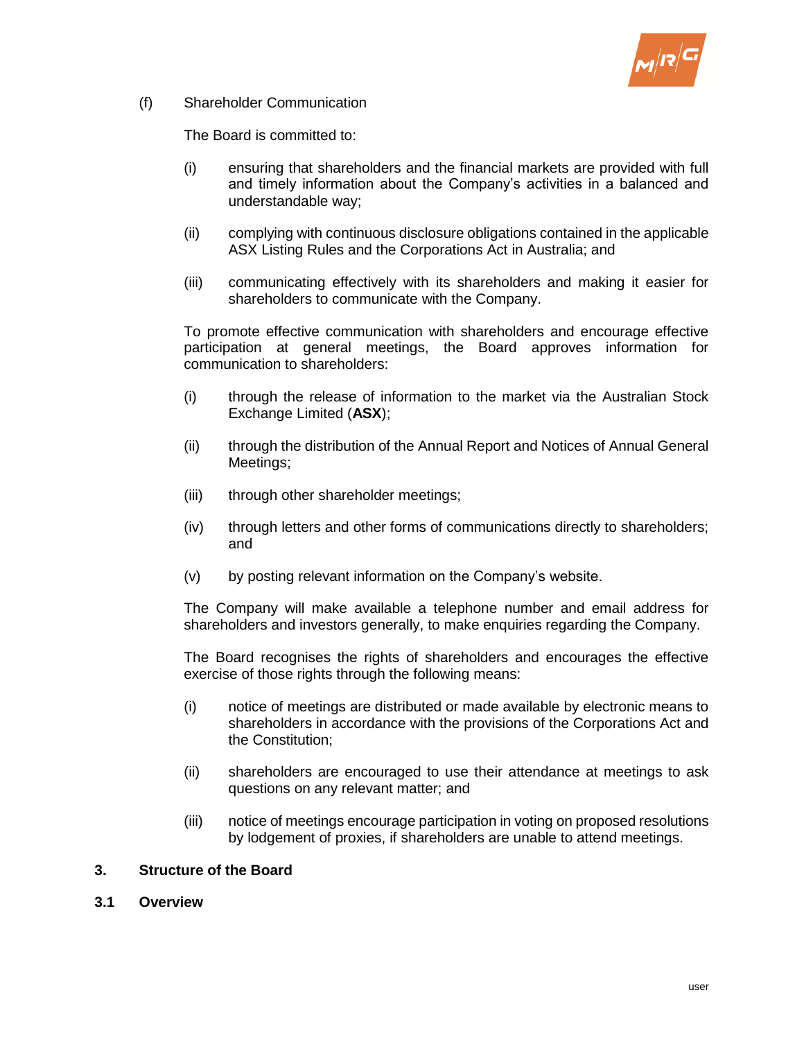(f) Shareholder Communication

The Board is committed to:

(i) ensuring that shareholders and the financial markets are provided with full and timely information about the Company's activities in a balanced and understandable way;

(ii) complying with continuous disclosure obligations contained in the applicable ASX Listing Rules and the Corporations Act in Australia; and

(iii) communicating effectively with its shareholders and making it easier for shareholders to communicate with the Company.

To promote effective communication with shareholders and encourage effective participation at general meetings, the Board approves information for communication to shareholders:

(i) through the release of information to the market via the Australian Stock Exchange Limited (**ASX**);

(ii) through the distribution of the Annual Report and Notices of Annual General Meetings;

(iii) through other shareholder meetings;

(iv) through letters and other forms of communications directly to shareholders; and

(v) by posting relevant information on the Company's website.

The Company will make available a telephone number and email address for shareholders and investors generally, to make enquiries regarding the Company.

The Board recognises the rights of shareholders and encourages the effective exercise of those rights through the following means:

(i) notice of meetings are distributed or made available by electronic means to shareholders in accordance with the provisions of the Corporations Act and the Constitution;

(ii) shareholders are encouraged to use their attendance at meetings to ask questions on any relevant matter; and

(iii) notice of meetings encourage participation in voting on proposed resolutions by lodgement of proxies, if shareholders are unable to attend meetings.

## 3. Structure of the Board

### 3.1 Overview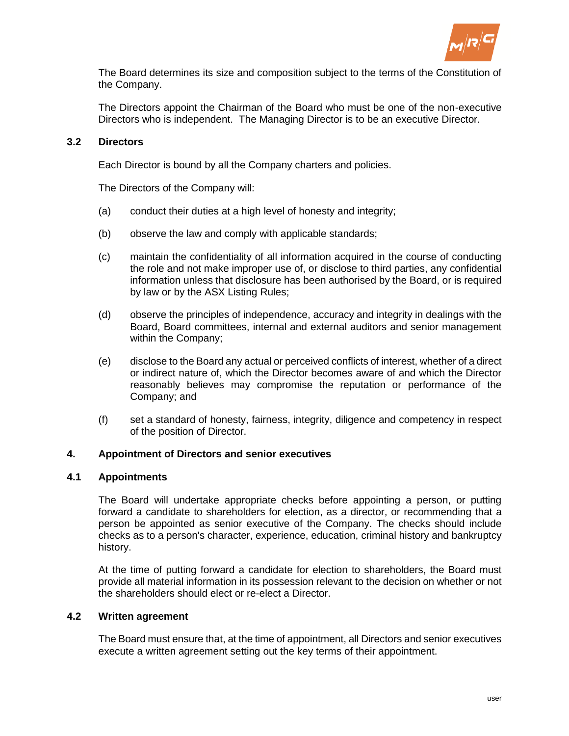The Board determines its size and composition subject to the terms of the Constitution of the Company.

The Directors appoint the Chairman of the Board who must be one of the non-executive Directors who is independent. The Managing Director is to be an executive Director.

### 3.2 Directors

Each Director is bound by all the Company charters and policies.

The Directors of the Company will:

(a) conduct their duties at a high level of honesty and integrity;

(b) observe the law and comply with applicable standards;

(c) maintain the confidentiality of all information acquired in the course of conducting the role and not make improper use of, or disclose to third parties, any confidential information unless that disclosure has been authorised by the Board, or is required by law or by the ASX Listing Rules;

(d) observe the principles of independence, accuracy and integrity in dealings with the Board, Board committees, internal and external auditors and senior management within the Company;

(e) disclose to the Board any actual or perceived conflicts of interest, whether of a direct or indirect nature of, which the Director becomes aware of and which the Director reasonably believes may compromise the reputation or performance of the Company; and

(f) set a standard of honesty, fairness, integrity, diligence and competency in respect of the position of Director.

## 4. Appointment of Directors and senior executives

### 4.1 Appointments

The Board will undertake appropriate checks before appointing a person, or putting forward a candidate to shareholders for election, as a director, or recommending that a person be appointed as senior executive of the Company. The checks should include checks as to a person's character, experience, education, criminal history and bankruptcy history.

At the time of putting forward a candidate for election to shareholders, the Board must provide all material information in its possession relevant to the decision on whether or not the shareholders should elect or re-elect a Director.

### 4.2 Written agreement

The Board must ensure that, at the time of appointment, all Directors and senior executives execute a written agreement setting out the key terms of their appointment.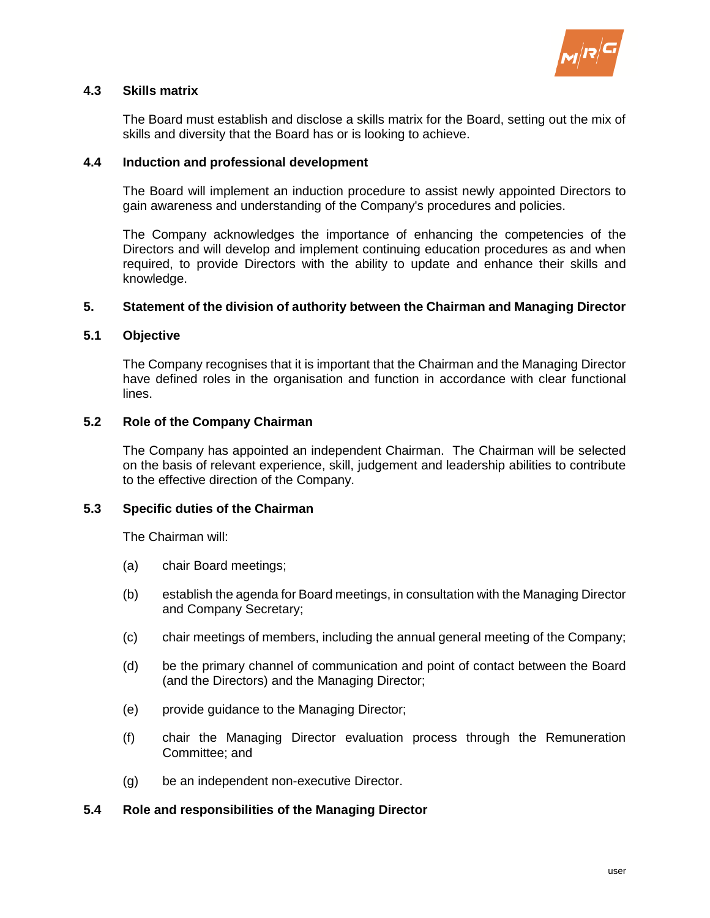### 4.3 Skills matrix

The Board must establish and disclose a skills matrix for the Board, setting out the mix of skills and diversity that the Board has or is looking to achieve.

### 4.4 Induction and professional development

The Board will implement an induction procedure to assist newly appointed Directors to gain awareness and understanding of the Company's procedures and policies.

The Company acknowledges the importance of enhancing the competencies of the Directors and will develop and implement continuing education procedures as and when required, to provide Directors with the ability to update and enhance their skills and knowledge.

## 5. Statement of the division of authority between the Chairman and Managing Director

### 5.1 Objective

The Company recognises that it is important that the Chairman and the Managing Director have defined roles in the organisation and function in accordance with clear functional lines.

### 5.2 Role of the Company Chairman

The Company has appointed an independent Chairman. The Chairman will be selected on the basis of relevant experience, skill, judgement and leadership abilities to contribute to the effective direction of the Company.

### 5.3 Specific duties of the Chairman

The Chairman will:

(a) chair Board meetings;

(b) establish the agenda for Board meetings, in consultation with the Managing Director and Company Secretary;

(c) chair meetings of members, including the annual general meeting of the Company;

(d) be the primary channel of communication and point of contact between the Board (and the Directors) and the Managing Director;

(e) provide guidance to the Managing Director;

(f) chair the Managing Director evaluation process through the Remuneration Committee; and

(g) be an independent non-executive Director.

### 5.4 Role and responsibilities of the Managing Director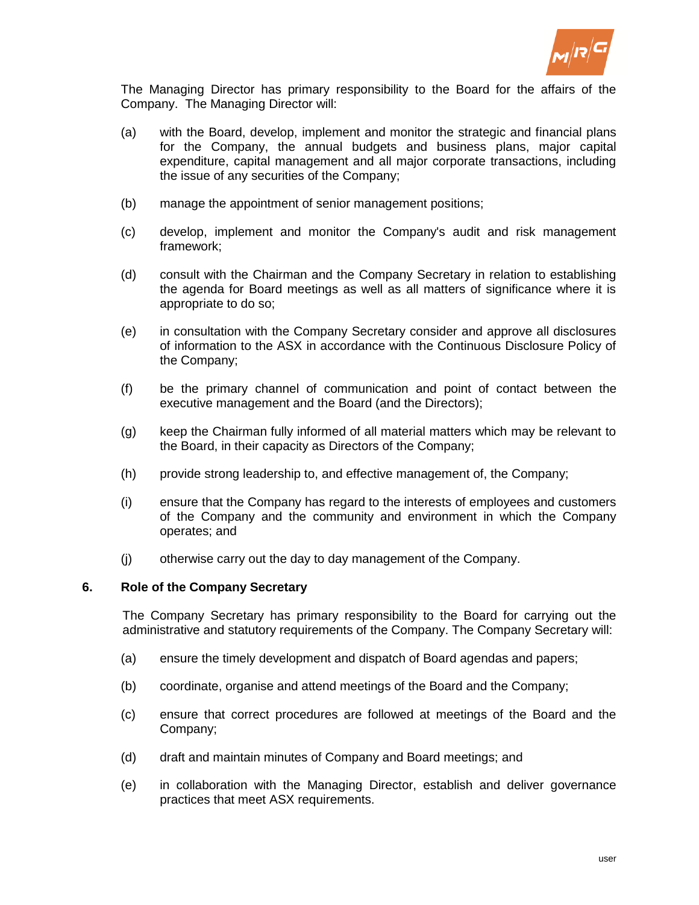The Managing Director has primary responsibility to the Board for the affairs of the Company. The Managing Director will:

(a) with the Board, develop, implement and monitor the strategic and financial plans for the Company, the annual budgets and business plans, major capital expenditure, capital management and all major corporate transactions, including the issue of any securities of the Company;

(b) manage the appointment of senior management positions;

(c) develop, implement and monitor the Company's audit and risk management framework;

(d) consult with the Chairman and the Company Secretary in relation to establishing the agenda for Board meetings as well as all matters of significance where it is appropriate to do so;

(e) in consultation with the Company Secretary consider and approve all disclosures of information to the ASX in accordance with the Continuous Disclosure Policy of the Company;

(f) be the primary channel of communication and point of contact between the executive management and the Board (and the Directors);

(g) keep the Chairman fully informed of all material matters which may be relevant to the Board, in their capacity as Directors of the Company;

(h) provide strong leadership to, and effective management of, the Company;

(i) ensure that the Company has regard to the interests of employees and customers of the Company and the community and environment in which the Company operates; and

(j) otherwise carry out the day to day management of the Company.

## 6. Role of the Company Secretary

The Company Secretary has primary responsibility to the Board for carrying out the administrative and statutory requirements of the Company. The Company Secretary will:

(a) ensure the timely development and dispatch of Board agendas and papers;

(b) coordinate, organise and attend meetings of the Board and the Company;

(c) ensure that correct procedures are followed at meetings of the Board and the Company;

(d) draft and maintain minutes of Company and Board meetings; and

(e) in collaboration with the Managing Director, establish and deliver governance practices that meet ASX requirements.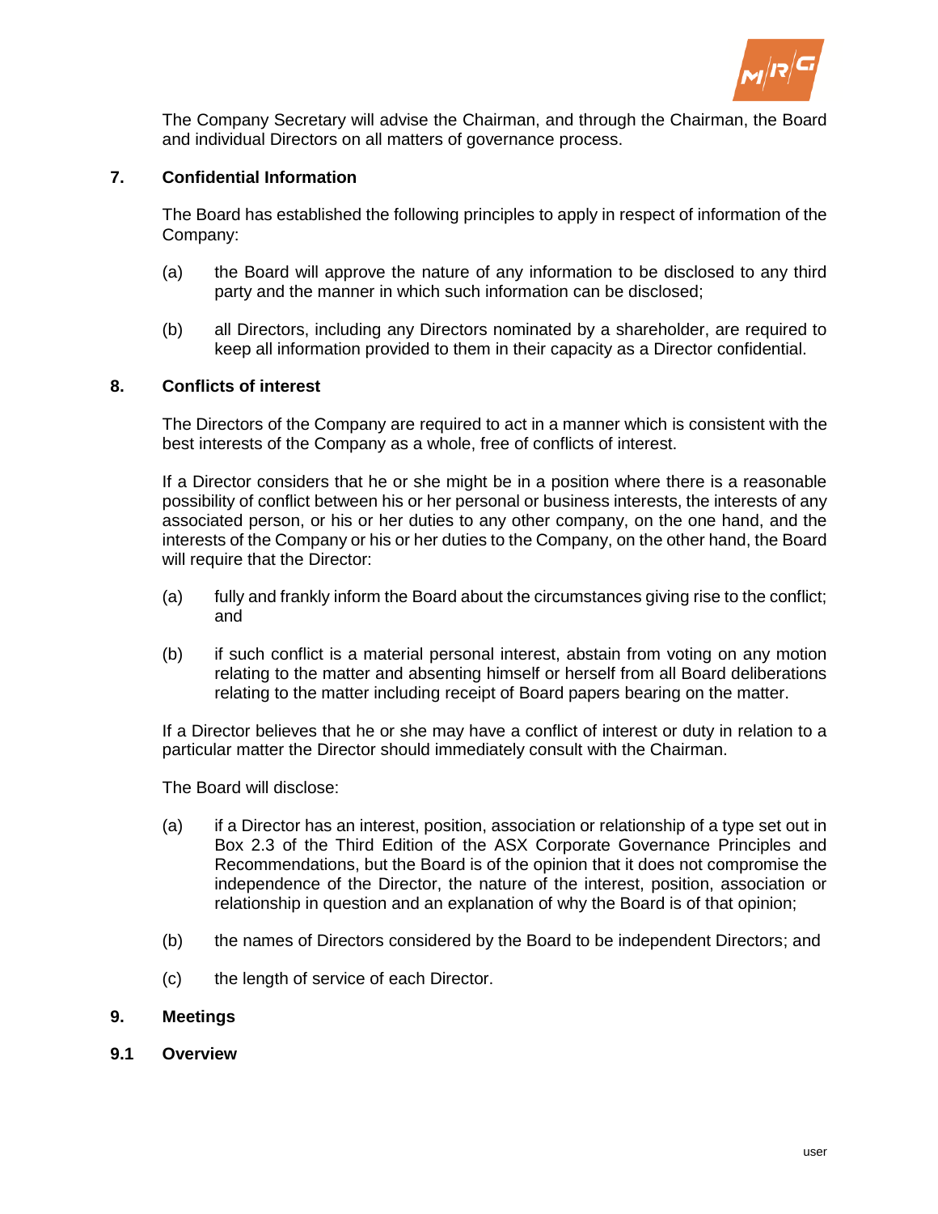The Company Secretary will advise the Chairman, and through the Chairman, the Board and individual Directors on all matters of governance process.

## 7. Confidential Information

The Board has established the following principles to apply in respect of information of the Company:

(a) the Board will approve the nature of any information to be disclosed to any third party and the manner in which such information can be disclosed;

(b) all Directors, including any Directors nominated by a shareholder, are required to keep all information provided to them in their capacity as a Director confidential.

## 8. Conflicts of interest

The Directors of the Company are required to act in a manner which is consistent with the best interests of the Company as a whole, free of conflicts of interest.

If a Director considers that he or she might be in a position where there is a reasonable possibility of conflict between his or her personal or business interests, the interests of any associated person, or his or her duties to any other company, on the one hand, and the interests of the Company or his or her duties to the Company, on the other hand, the Board will require that the Director:

(a) fully and frankly inform the Board about the circumstances giving rise to the conflict; and

(b) if such conflict is a material personal interest, abstain from voting on any motion relating to the matter and absenting himself or herself from all Board deliberations relating to the matter including receipt of Board papers bearing on the matter.

If a Director believes that he or she may have a conflict of interest or duty in relation to a particular matter the Director should immediately consult with the Chairman.

The Board will disclose:

(a) if a Director has an interest, position, association or relationship of a type set out in Box 2.3 of the Third Edition of the ASX Corporate Governance Principles and Recommendations, but the Board is of the opinion that it does not compromise the independence of the Director, the nature of the interest, position, association or relationship in question and an explanation of why the Board is of that opinion;

(b) the names of Directors considered by the Board to be independent Directors; and

(c) the length of service of each Director.

## 9. Meetings

### 9.1 Overview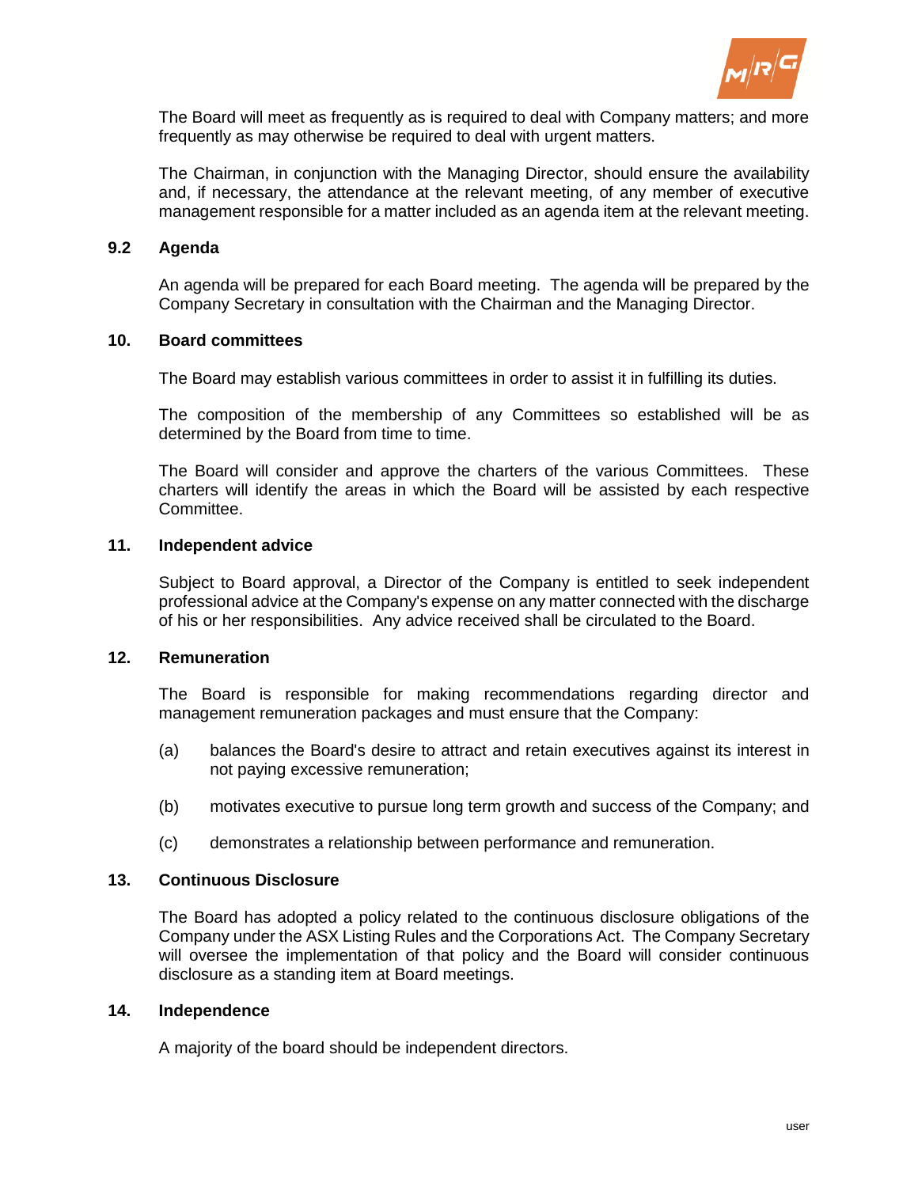The Board will meet as frequently as is required to deal with Company matters; and more frequently as may otherwise be required to deal with urgent matters.

The Chairman, in conjunction with the Managing Director, should ensure the availability and, if necessary, the attendance at the relevant meeting, of any member of executive management responsible for a matter included as an agenda item at the relevant meeting.

### 9.2 Agenda

An agenda will be prepared for each Board meeting. The agenda will be prepared by the Company Secretary in consultation with the Chairman and the Managing Director.

## 10. Board committees

The Board may establish various committees in order to assist it in fulfilling its duties.

The composition of the membership of any Committees so established will be as determined by the Board from time to time.

The Board will consider and approve the charters of the various Committees. These charters will identify the areas in which the Board will be assisted by each respective Committee.

## 11. Independent advice

Subject to Board approval, a Director of the Company is entitled to seek independent professional advice at the Company's expense on any matter connected with the discharge of his or her responsibilities. Any advice received shall be circulated to the Board.

## 12. Remuneration

The Board is responsible for making recommendations regarding director and management remuneration packages and must ensure that the Company:

(a) balances the Board's desire to attract and retain executives against its interest in not paying excessive remuneration;

(b) motivates executive to pursue long term growth and success of the Company; and

(c) demonstrates a relationship between performance and remuneration.

## 13. Continuous Disclosure

The Board has adopted a policy related to the continuous disclosure obligations of the Company under the ASX Listing Rules and the Corporations Act. The Company Secretary will oversee the implementation of that policy and the Board will consider continuous disclosure as a standing item at Board meetings.

## 14. Independence

A majority of the board should be independent directors.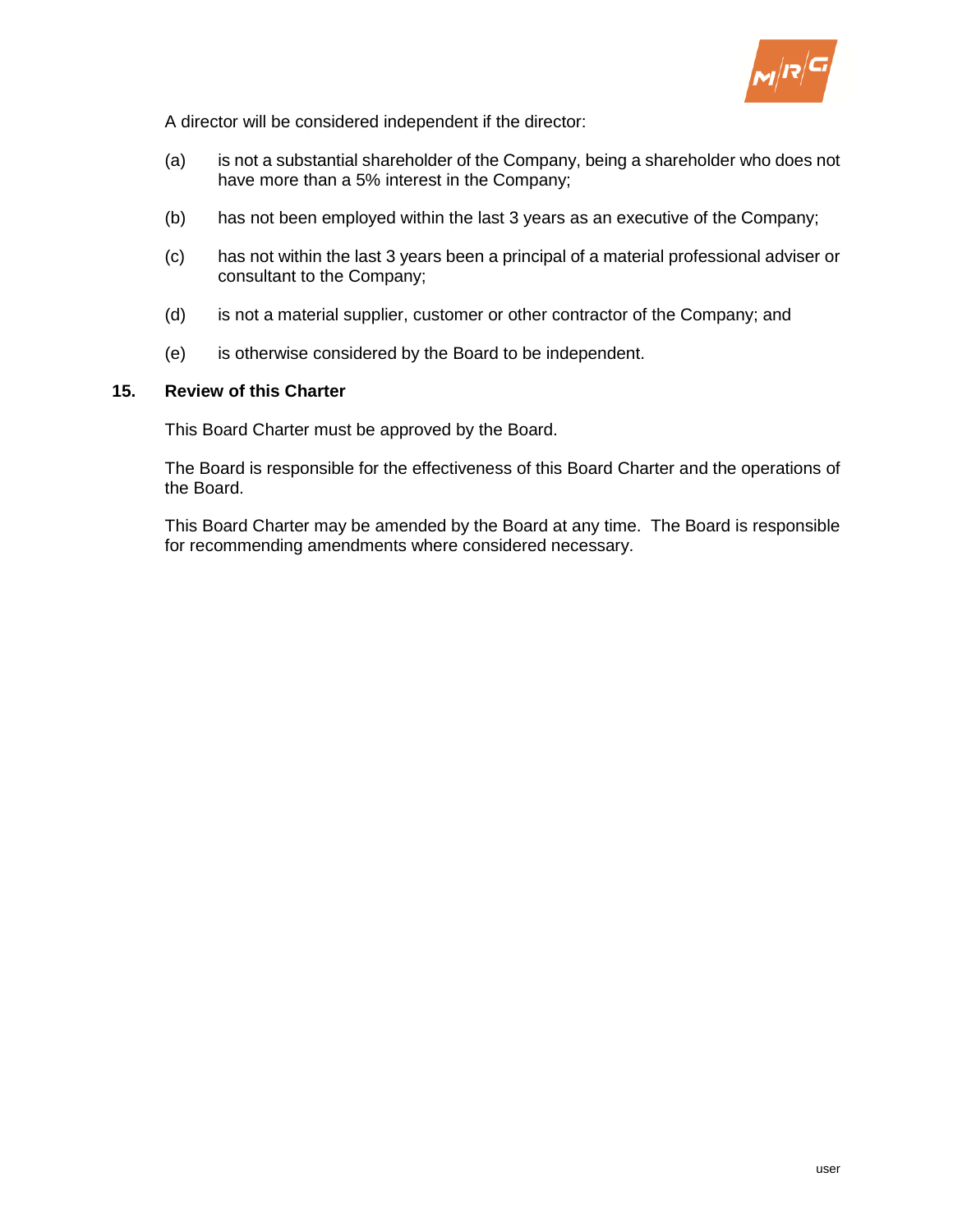A director will be considered independent if the director:

(a) is not a substantial shareholder of the Company, being a shareholder who does not have more than a 5% interest in the Company;

(b) has not been employed within the last 3 years as an executive of the Company;

(c) has not within the last 3 years been a principal of a material professional adviser or consultant to the Company;

(d) is not a material supplier, customer or other contractor of the Company; and

(e) is otherwise considered by the Board to be independent.

## 15. Review of this Charter

This Board Charter must be approved by the Board.

The Board is responsible for the effectiveness of this Board Charter and the operations of the Board.

This Board Charter may be amended by the Board at any time. The Board is responsible for recommending amendments where considered necessary.